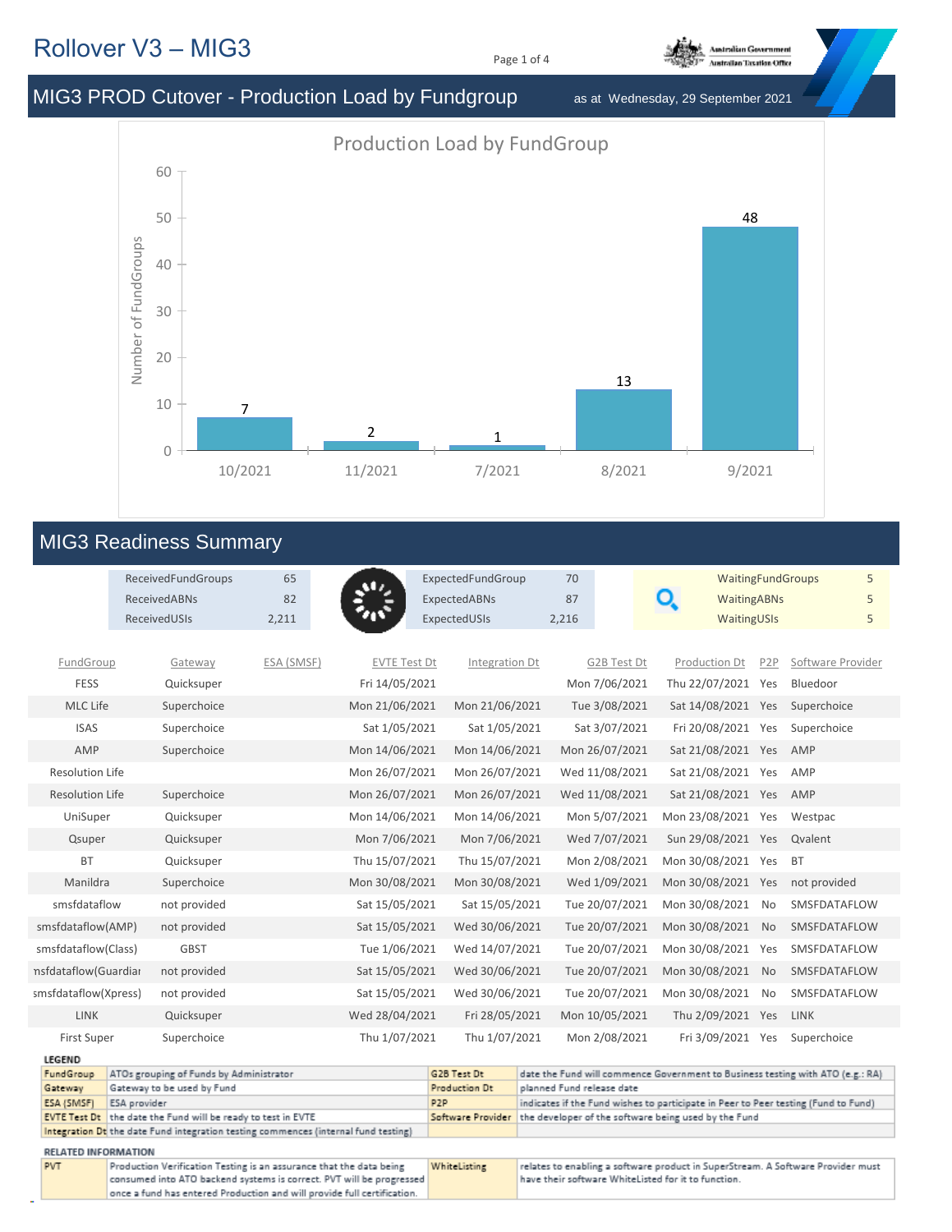# Rollover V3 – MIG3

## MIG3 PROD Cutover - Production Load by Fundgroup

as at Wednesday, 29 September 2021

**Production Load by FundGroup**

| Month | Number of FundGroups |
|---|---|
| 10/2021 | 7 |
| 11/2021 | 2 |
| 7/2021 | 1 |
| 8/2021 | 13 |
| 9/2021 | 48 |

## MIG3 Readiness Summary

| | | | | | |
|---|---|---|---|---|---|
| ReceivedFundGroups | 65 | ExpectedFundGroup | 70 | WaitingFundGroups | 5 |
| ReceivedABNs | 82 | ExpectedABNs | 87 | WaitingABNs | 5 |
| ReceivedUSIs | 2,211 | ExpectedUSIs | 2,216 | WaitingUSIs | 5 |

| FundGroup | Gateway | ESA (SMSF) | EVTE Test Dt | Integration Dt | G2B Test Dt | Production Dt | P2P | Software Provider |
|---|---|---|---|---|---|---|---|---|
| FESS | Quicksuper | | Fri 14/05/2021 | | Mon 7/06/2021 | Thu 22/07/2021 | Yes | Bluedoor |
| MLC Life | Superchoice | | Mon 21/06/2021 | Mon 21/06/2021 | Tue 3/08/2021 | Sat 14/08/2021 | Yes | Superchoice |
| ISAS | Superchoice | | Sat 1/05/2021 | Sat 1/05/2021 | Sat 3/07/2021 | Fri 20/08/2021 | Yes | Superchoice |
| AMP | Superchoice | | Mon 14/06/2021 | Mon 14/06/2021 | Mon 26/07/2021 | Sat 21/08/2021 | Yes | AMP |
| Resolution Life | | | Mon 26/07/2021 | Mon 26/07/2021 | Wed 11/08/2021 | Sat 21/08/2021 | Yes | AMP |
| Resolution Life | Superchoice | | Mon 26/07/2021 | Mon 26/07/2021 | Wed 11/08/2021 | Sat 21/08/2021 | Yes | AMP |
| UniSuper | Quicksuper | | Mon 14/06/2021 | Mon 14/06/2021 | Mon 5/07/2021 | Mon 23/08/2021 | Yes | Westpac |
| Qsuper | Quicksuper | | Mon 7/06/2021 | Mon 7/06/2021 | Wed 7/07/2021 | Sun 29/08/2021 | Yes | Qvalent |
| BT | Quicksuper | | Thu 15/07/2021 | Thu 15/07/2021 | Mon 2/08/2021 | Mon 30/08/2021 | Yes | BT |
| Manildra | Superchoice | | Mon 30/08/2021 | Mon 30/08/2021 | Wed 1/09/2021 | Mon 30/08/2021 | Yes | not provided |
| smsfdataflow | not provided | | Sat 15/05/2021 | Sat 15/05/2021 | Tue 20/07/2021 | Mon 30/08/2021 | No | SMSFDATAFLOW |
| smsfdataflow(AMP) | not provided | | Sat 15/05/2021 | Wed 30/06/2021 | Tue 20/07/2021 | Mon 30/08/2021 | No | SMSFDATAFLOW |
| smsfdataflow(Class) | GBST | | Tue 1/06/2021 | Wed 14/07/2021 | Tue 20/07/2021 | Mon 30/08/2021 | Yes | SMSFDATAFLOW |
| nsfdataflow(Guardiar | not provided | | Sat 15/05/2021 | Wed 30/06/2021 | Tue 20/07/2021 | Mon 30/08/2021 | No | SMSFDATAFLOW |
| smsfdataflow(Xpress) | not provided | | Sat 15/05/2021 | Wed 30/06/2021 | Tue 20/07/2021 | Mon 30/08/2021 | No | SMSFDATAFLOW |
| LINK | Quicksuper | | Wed 28/04/2021 | Fri 28/05/2021 | Mon 10/05/2021 | Thu 2/09/2021 | Yes | LINK |
| First Super | Superchoice | | Thu 1/07/2021 | Thu 1/07/2021 | Mon 2/08/2021 | Fri 3/09/2021 | Yes | Superchoice |

**LEGEND**

| Term | Description | Term | Description |
|---|---|---|---|
| FundGroup | ATOs grouping of Funds by Administrator | G2B Test Dt | date the Fund will commence Government to Business testing with ATO (e.g.: RA) |
| Gateway | Gateway to be used by Fund | Production Dt | planned Fund release date |
| ESA (SMSF) | ESA provider | P2P | indicates if the Fund wishes to participate in Peer to Peer testing (Fund to Fund) |
| EVTE Test Dt | the date the Fund will be ready to test in EVTE | Software Provider | the developer of the software being used by the Fund |
| Integration Dt | the date Fund integration testing commences (internal fund testing) | | |

**RELATED INFORMATION**

| Term | Description | Term | Description |
|---|---|---|---|
| PVT | Production Verification Testing is an assurance that the data being consumed into ATO backend systems is correct. PVT will be progressed once a fund has entered Production and will provide full certification. | WhiteListing | relates to enabling a software product in SuperStream. A Software Provider must have their software WhiteListed for it to function. |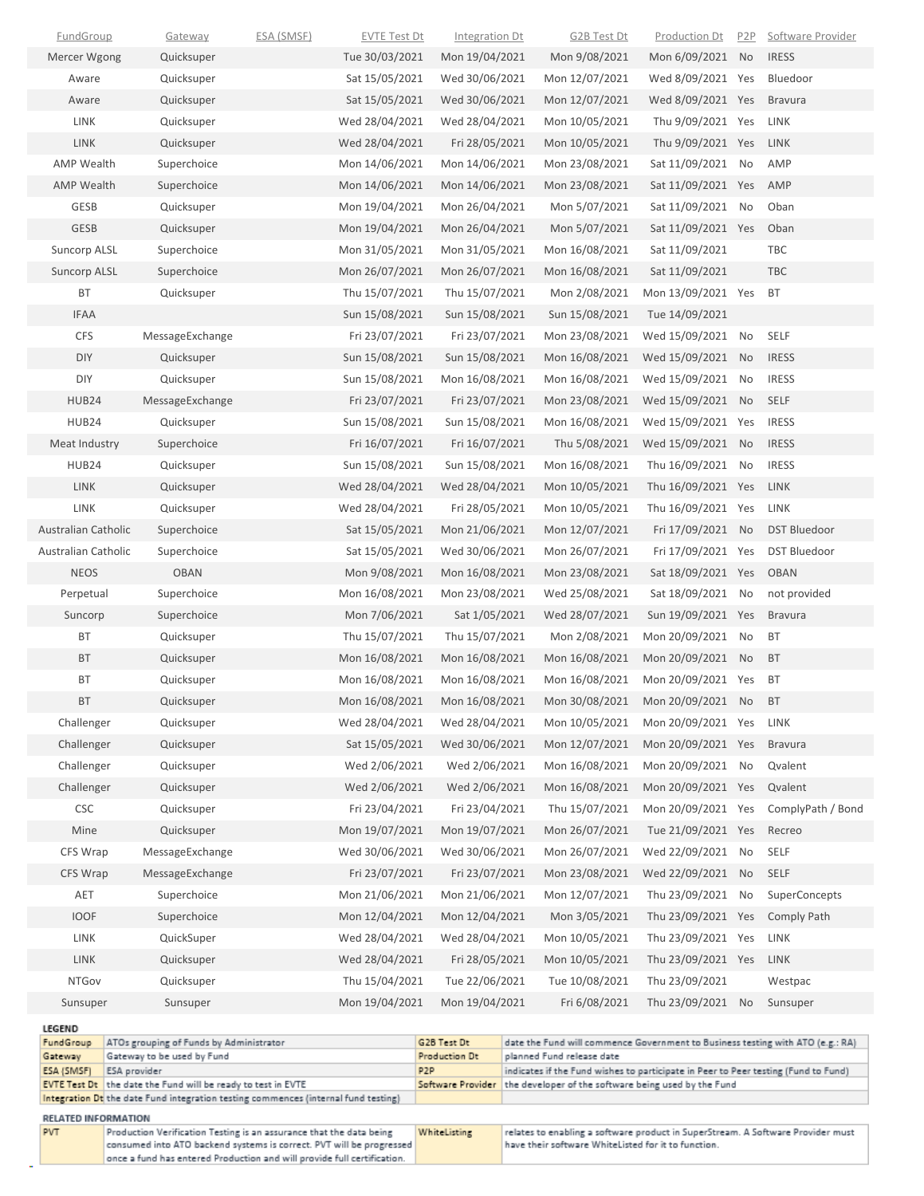| FundGroup | Gateway | ESA (SMSF) | EVTE Test Dt | Integration Dt | G2B Test Dt | Production Dt | P2P | Software Provider |
|---|---|---|---|---|---|---|---|---|
| Mercer Wgong | Quicksuper | | Tue 30/03/2021 | Mon 19/04/2021 | Mon 9/08/2021 | Mon 6/09/2021 | No | IRESS |
| Aware | Quicksuper | | Sat 15/05/2021 | Wed 30/06/2021 | Mon 12/07/2021 | Wed 8/09/2021 | Yes | Bluedoor |
| Aware | Quicksuper | | Sat 15/05/2021 | Wed 30/06/2021 | Mon 12/07/2021 | Wed 8/09/2021 | Yes | Bravura |
| LINK | Quicksuper | | Wed 28/04/2021 | Wed 28/04/2021 | Mon 10/05/2021 | Thu 9/09/2021 | Yes | LINK |
| LINK | Quicksuper | | Wed 28/04/2021 | Fri 28/05/2021 | Mon 10/05/2021 | Thu 9/09/2021 | Yes | LINK |
| AMP Wealth | Superchoice | | Mon 14/06/2021 | Mon 14/06/2021 | Mon 23/08/2021 | Sat 11/09/2021 | No | AMP |
| AMP Wealth | Superchoice | | Mon 14/06/2021 | Mon 14/06/2021 | Mon 23/08/2021 | Sat 11/09/2021 | Yes | AMP |
| GESB | Quicksuper | | Mon 19/04/2021 | Mon 26/04/2021 | Mon 5/07/2021 | Sat 11/09/2021 | No | Oban |
| GESB | Quicksuper | | Mon 19/04/2021 | Mon 26/04/2021 | Mon 5/07/2021 | Sat 11/09/2021 | Yes | Oban |
| Suncorp ALSL | Superchoice | | Mon 31/05/2021 | Mon 31/05/2021 | Mon 16/08/2021 | Sat 11/09/2021 | | TBC |
| Suncorp ALSL | Superchoice | | Mon 26/07/2021 | Mon 26/07/2021 | Mon 16/08/2021 | Sat 11/09/2021 | | TBC |
| BT | Quicksuper | | Thu 15/07/2021 | Thu 15/07/2021 | Mon 2/08/2021 | Mon 13/09/2021 | Yes | BT |
| IFAA | | | Sun 15/08/2021 | Sun 15/08/2021 | Sun 15/08/2021 | Tue 14/09/2021 | | |
| CFS | MessageExchange | | Fri 23/07/2021 | Fri 23/07/2021 | Mon 23/08/2021 | Wed 15/09/2021 | No | SELF |
| DIY | Quicksuper | | Sun 15/08/2021 | Sun 15/08/2021 | Mon 16/08/2021 | Wed 15/09/2021 | No | IRESS |
| DIY | Quicksuper | | Sun 15/08/2021 | Mon 16/08/2021 | Mon 16/08/2021 | Wed 15/09/2021 | No | IRESS |
| HUB24 | MessageExchange | | Fri 23/07/2021 | Fri 23/07/2021 | Mon 23/08/2021 | Wed 15/09/2021 | No | SELF |
| HUB24 | Quicksuper | | Sun 15/08/2021 | Sun 15/08/2021 | Mon 16/08/2021 | Wed 15/09/2021 | Yes | IRESS |
| Meat Industry | Superchoice | | Fri 16/07/2021 | Fri 16/07/2021 | Thu 5/08/2021 | Wed 15/09/2021 | No | IRESS |
| HUB24 | Quicksuper | | Sun 15/08/2021 | Sun 15/08/2021 | Mon 16/08/2021 | Thu 16/09/2021 | No | IRESS |
| LINK | Quicksuper | | Wed 28/04/2021 | Wed 28/04/2021 | Mon 10/05/2021 | Thu 16/09/2021 | Yes | LINK |
| LINK | Quicksuper | | Wed 28/04/2021 | Fri 28/05/2021 | Mon 10/05/2021 | Thu 16/09/2021 | Yes | LINK |
| Australian Catholic | Superchoice | | Sat 15/05/2021 | Mon 21/06/2021 | Mon 12/07/2021 | Fri 17/09/2021 | No | DST Bluedoor |
| Australian Catholic | Superchoice | | Sat 15/05/2021 | Wed 30/06/2021 | Mon 26/07/2021 | Fri 17/09/2021 | Yes | DST Bluedoor |
| NEOS | OBAN | | Mon 9/08/2021 | Mon 16/08/2021 | Mon 23/08/2021 | Sat 18/09/2021 | Yes | OBAN |
| Perpetual | Superchoice | | Mon 16/08/2021 | Mon 23/08/2021 | Wed 25/08/2021 | Sat 18/09/2021 | No | not provided |
| Suncorp | Superchoice | | Mon 7/06/2021 | Sat 1/05/2021 | Wed 28/07/2021 | Sun 19/09/2021 | Yes | Bravura |
| BT | Quicksuper | | Thu 15/07/2021 | Thu 15/07/2021 | Mon 2/08/2021 | Mon 20/09/2021 | No | BT |
| BT | Quicksuper | | Mon 16/08/2021 | Mon 16/08/2021 | Mon 16/08/2021 | Mon 20/09/2021 | No | BT |
| BT | Quicksuper | | Mon 16/08/2021 | Mon 16/08/2021 | Mon 16/08/2021 | Mon 20/09/2021 | Yes | BT |
| BT | Quicksuper | | Mon 16/08/2021 | Mon 16/08/2021 | Mon 30/08/2021 | Mon 20/09/2021 | No | BT |
| Challenger | Quicksuper | | Wed 28/04/2021 | Wed 28/04/2021 | Mon 10/05/2021 | Mon 20/09/2021 | Yes | LINK |
| Challenger | Quicksuper | | Sat 15/05/2021 | Wed 30/06/2021 | Mon 12/07/2021 | Mon 20/09/2021 | Yes | Bravura |
| Challenger | Quicksuper | | Wed 2/06/2021 | Wed 2/06/2021 | Mon 16/08/2021 | Mon 20/09/2021 | No | Qvalent |
| Challenger | Quicksuper | | Wed 2/06/2021 | Wed 2/06/2021 | Mon 16/08/2021 | Mon 20/09/2021 | Yes | Qvalent |
| CSC | Quicksuper | | Fri 23/04/2021 | Fri 23/04/2021 | Thu 15/07/2021 | Mon 20/09/2021 | Yes | ComplyPath / Bond |
| Mine | Quicksuper | | Mon 19/07/2021 | Mon 19/07/2021 | Mon 26/07/2021 | Tue 21/09/2021 | Yes | Recreo |
| CFS Wrap | MessageExchange | | Wed 30/06/2021 | Wed 30/06/2021 | Mon 26/07/2021 | Wed 22/09/2021 | No | SELF |
| CFS Wrap | MessageExchange | | Fri 23/07/2021 | Fri 23/07/2021 | Mon 23/08/2021 | Wed 22/09/2021 | No | SELF |
| AET | Superchoice | | Mon 21/06/2021 | Mon 21/06/2021 | Mon 12/07/2021 | Thu 23/09/2021 | No | SuperConcepts |
| IOOF | Superchoice | | Mon 12/04/2021 | Mon 12/04/2021 | Mon 3/05/2021 | Thu 23/09/2021 | Yes | Comply Path |
| LINK | QuickSuper | | Wed 28/04/2021 | Wed 28/04/2021 | Mon 10/05/2021 | Thu 23/09/2021 | Yes | LINK |
| LINK | Quicksuper | | Wed 28/04/2021 | Fri 28/05/2021 | Mon 10/05/2021 | Thu 23/09/2021 | Yes | LINK |
| NTGov | Quicksuper | | Thu 15/04/2021 | Tue 22/06/2021 | Tue 10/08/2021 | Thu 23/09/2021 | | Westpac |
| Sunsuper | Sunsuper | | Mon 19/04/2021 | Mon 19/04/2021 | Fri 6/08/2021 | Thu 23/09/2021 | No | Sunsuper |

**LEGEND**

| | | | |
|---|---|---|---|
| FundGroup | ATOs grouping of Funds by Administrator | G2B Test Dt | date the Fund will commence Government to Business testing with ATO (e.g.: RA) |
| Gateway | Gateway to be used by Fund | Production Dt | planned Fund release date |
| ESA (SMSF) | ESA provider | P2P | indicates if the Fund wishes to participate in Peer to Peer testing (Fund to Fund) |
| EVTE Test Dt | the date the Fund will be ready to test in EVTE | Software Provider | the developer of the software being used by the Fund |
| Integration Dt | the date Fund integration testing commences (internal fund testing) | | |

**RELATED INFORMATION**

| | | | |
|---|---|---|---|
| PVT | Production Verification Testing is an assurance that the data being consumed into ATO backend systems is correct. PVT will be progressed once a fund has entered Production and will provide full certification. | WhiteListing | relates to enabling a software product in SuperStream. A Software Provider must have their software WhiteListed for it to function. |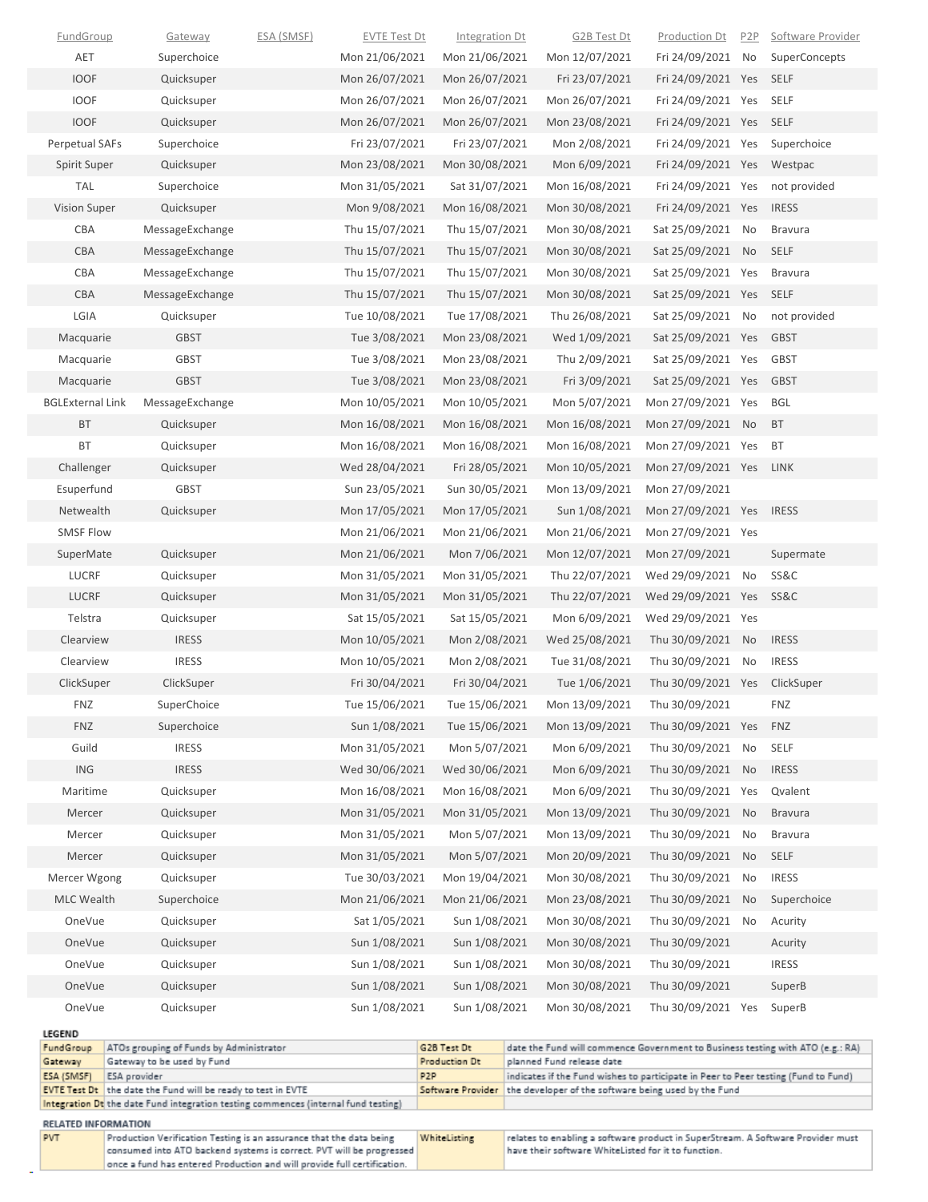| FundGroup | Gateway | ESA (SMSF) | EVTE Test Dt | Integration Dt | G2B Test Dt | Production Dt | P2P | Software Provider |
|---|---|---|---|---|---|---|---|---|
| AET | Superchoice | | Mon 21/06/2021 | Mon 21/06/2021 | Mon 12/07/2021 | Fri 24/09/2021 | No | SuperConcepts |
| IOOF | Quicksuper | | Mon 26/07/2021 | Mon 26/07/2021 | Fri 23/07/2021 | Fri 24/09/2021 | Yes | SELF |
| IOOF | Quicksuper | | Mon 26/07/2021 | Mon 26/07/2021 | Mon 26/07/2021 | Fri 24/09/2021 | Yes | SELF |
| IOOF | Quicksuper | | Mon 26/07/2021 | Mon 26/07/2021 | Mon 23/08/2021 | Fri 24/09/2021 | Yes | SELF |
| Perpetual SAFs | Superchoice | | Fri 23/07/2021 | Fri 23/07/2021 | Mon 2/08/2021 | Fri 24/09/2021 | Yes | Superchoice |
| Spirit Super | Quicksuper | | Mon 23/08/2021 | Mon 30/08/2021 | Mon 6/09/2021 | Fri 24/09/2021 | Yes | Westpac |
| TAL | Superchoice | | Mon 31/05/2021 | Sat 31/07/2021 | Mon 16/08/2021 | Fri 24/09/2021 | Yes | not provided |
| Vision Super | Quicksuper | | Mon 9/08/2021 | Mon 16/08/2021 | Mon 30/08/2021 | Fri 24/09/2021 | Yes | IRESS |
| CBA | MessageExchange | | Thu 15/07/2021 | Thu 15/07/2021 | Mon 30/08/2021 | Sat 25/09/2021 | No | Bravura |
| CBA | MessageExchange | | Thu 15/07/2021 | Thu 15/07/2021 | Mon 30/08/2021 | Sat 25/09/2021 | No | SELF |
| CBA | MessageExchange | | Thu 15/07/2021 | Thu 15/07/2021 | Mon 30/08/2021 | Sat 25/09/2021 | Yes | Bravura |
| CBA | MessageExchange | | Thu 15/07/2021 | Thu 15/07/2021 | Mon 30/08/2021 | Sat 25/09/2021 | Yes | SELF |
| LGIA | Quicksuper | | Tue 10/08/2021 | Tue 17/08/2021 | Thu 26/08/2021 | Sat 25/09/2021 | No | not provided |
| Macquarie | GBST | | Tue 3/08/2021 | Mon 23/08/2021 | Wed 1/09/2021 | Sat 25/09/2021 | Yes | GBST |
| Macquarie | GBST | | Tue 3/08/2021 | Mon 23/08/2021 | Thu 2/09/2021 | Sat 25/09/2021 | Yes | GBST |
| Macquarie | GBST | | Tue 3/08/2021 | Mon 23/08/2021 | Fri 3/09/2021 | Sat 25/09/2021 | Yes | GBST |
| BGLExternal Link | MessageExchange | | Mon 10/05/2021 | Mon 10/05/2021 | Mon 5/07/2021 | Mon 27/09/2021 | Yes | BGL |
| BT | Quicksuper | | Mon 16/08/2021 | Mon 16/08/2021 | Mon 16/08/2021 | Mon 27/09/2021 | No | BT |
| BT | Quicksuper | | Mon 16/08/2021 | Mon 16/08/2021 | Mon 16/08/2021 | Mon 27/09/2021 | Yes | BT |
| Challenger | Quicksuper | | Wed 28/04/2021 | Fri 28/05/2021 | Mon 10/05/2021 | Mon 27/09/2021 | Yes | LINK |
| Esuperfund | GBST | | Sun 23/05/2021 | Sun 30/05/2021 | Mon 13/09/2021 | Mon 27/09/2021 | | |
| Netwealth | Quicksuper | | Mon 17/05/2021 | Mon 17/05/2021 | Sun 1/08/2021 | Mon 27/09/2021 | Yes | IRESS |
| SMSF Flow | | | Mon 21/06/2021 | Mon 21/06/2021 | Mon 21/06/2021 | Mon 27/09/2021 | Yes | |
| SuperMate | Quicksuper | | Mon 21/06/2021 | Mon 7/06/2021 | Mon 12/07/2021 | Mon 27/09/2021 | | Supermate |
| LUCRF | Quicksuper | | Mon 31/05/2021 | Mon 31/05/2021 | Thu 22/07/2021 | Wed 29/09/2021 | No | SS&C |
| LUCRF | Quicksuper | | Mon 31/05/2021 | Mon 31/05/2021 | Thu 22/07/2021 | Wed 29/09/2021 | Yes | SS&C |
| Telstra | Quicksuper | | Sat 15/05/2021 | Sat 15/05/2021 | Mon 6/09/2021 | Wed 29/09/2021 | Yes | |
| Clearview | IRESS | | Mon 10/05/2021 | Mon 2/08/2021 | Wed 25/08/2021 | Thu 30/09/2021 | No | IRESS |
| Clearview | IRESS | | Mon 10/05/2021 | Mon 2/08/2021 | Tue 31/08/2021 | Thu 30/09/2021 | No | IRESS |
| ClickSuper | ClickSuper | | Fri 30/04/2021 | Fri 30/04/2021 | Tue 1/06/2021 | Thu 30/09/2021 | Yes | ClickSuper |
| FNZ | SuperChoice | | Tue 15/06/2021 | Tue 15/06/2021 | Mon 13/09/2021 | Thu 30/09/2021 | | FNZ |
| FNZ | Superchoice | | Sun 1/08/2021 | Tue 15/06/2021 | Mon 13/09/2021 | Thu 30/09/2021 | Yes | FNZ |
| Guild | IRESS | | Mon 31/05/2021 | Mon 5/07/2021 | Mon 6/09/2021 | Thu 30/09/2021 | No | SELF |
| ING | IRESS | | Wed 30/06/2021 | Wed 30/06/2021 | Mon 6/09/2021 | Thu 30/09/2021 | No | IRESS |
| Maritime | Quicksuper | | Mon 16/08/2021 | Mon 16/08/2021 | Mon 6/09/2021 | Thu 30/09/2021 | Yes | Qvalent |
| Mercer | Quicksuper | | Mon 31/05/2021 | Mon 31/05/2021 | Mon 13/09/2021 | Thu 30/09/2021 | No | Bravura |
| Mercer | Quicksuper | | Mon 31/05/2021 | Mon 5/07/2021 | Mon 13/09/2021 | Thu 30/09/2021 | No | Bravura |
| Mercer | Quicksuper | | Mon 31/05/2021 | Mon 5/07/2021 | Mon 20/09/2021 | Thu 30/09/2021 | No | SELF |
| Mercer Wgong | Quicksuper | | Tue 30/03/2021 | Mon 19/04/2021 | Mon 30/08/2021 | Thu 30/09/2021 | No | IRESS |
| MLC Wealth | Superchoice | | Mon 21/06/2021 | Mon 21/06/2021 | Mon 23/08/2021 | Thu 30/09/2021 | No | Superchoice |
| OneVue | Quicksuper | | Sat 1/05/2021 | Sun 1/08/2021 | Mon 30/08/2021 | Thu 30/09/2021 | No | Acurity |
| OneVue | Quicksuper | | Sun 1/08/2021 | Sun 1/08/2021 | Mon 30/08/2021 | Thu 30/09/2021 | | Acurity |
| OneVue | Quicksuper | | Sun 1/08/2021 | Sun 1/08/2021 | Mon 30/08/2021 | Thu 30/09/2021 | | IRESS |
| OneVue | Quicksuper | | Sun 1/08/2021 | Sun 1/08/2021 | Mon 30/08/2021 | Thu 30/09/2021 | | SuperB |
| OneVue | Quicksuper | | Sun 1/08/2021 | Sun 1/08/2021 | Mon 30/08/2021 | Thu 30/09/2021 | Yes | SuperB |

**LEGEND**

| | | | |
|---|---|---|---|
| FundGroup | ATOs grouping of Funds by Administrator | G2B Test Dt | date the Fund will commence Government to Business testing with ATO (e.g.: RA) |
| Gateway | Gateway to be used by Fund | Production Dt | planned Fund release date |
| ESA (SMSF) | ESA provider | P2P | indicates if the Fund wishes to participate in Peer to Peer testing (Fund to Fund) |
| EVTE Test Dt | the date the Fund will be ready to test in EVTE | Software Provider | the developer of the software being used by the Fund |
| Integration Dt | the date Fund integration testing commences (internal fund testing) | | |

**RELATED INFORMATION**

| | | | |
|---|---|---|---|
| PVT | Production Verification Testing is an assurance that the data being consumed into ATO backend systems is correct. PVT will be progressed once a fund has entered Production and will provide full certification. | WhiteListing | relates to enabling a software product in SuperStream. A Software Provider must have their software WhiteListed for it to function. |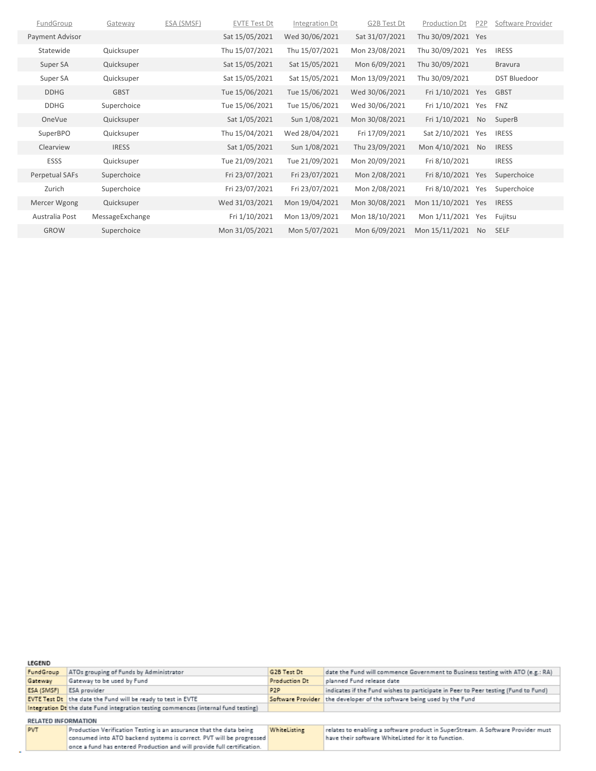| FundGroup | Gateway | ESA (SMSF) | EVTE Test Dt | Integration Dt | G2B Test Dt | Production Dt | P2P | Software Provider |
|---|---|---|---|---|---|---|---|---|
| Payment Advisor | | | Sat 15/05/2021 | Wed 30/06/2021 | Sat 31/07/2021 | Thu 30/09/2021 | Yes | |
| Statewide | Quicksuper | | Thu 15/07/2021 | Thu 15/07/2021 | Mon 23/08/2021 | Thu 30/09/2021 | Yes | IRESS |
| Super SA | Quicksuper | | Sat 15/05/2021 | Sat 15/05/2021 | Mon 6/09/2021 | Thu 30/09/2021 | | Bravura |
| Super SA | Quicksuper | | Sat 15/05/2021 | Sat 15/05/2021 | Mon 13/09/2021 | Thu 30/09/2021 | | DST Bluedoor |
| DDHG | GBST | | Tue 15/06/2021 | Tue 15/06/2021 | Wed 30/06/2021 | Fri 1/10/2021 | Yes | GBST |
| DDHG | Superchoice | | Tue 15/06/2021 | Tue 15/06/2021 | Wed 30/06/2021 | Fri 1/10/2021 | Yes | FNZ |
| OneVue | Quicksuper | | Sat 1/05/2021 | Sun 1/08/2021 | Mon 30/08/2021 | Fri 1/10/2021 | No | SuperB |
| SuperBPO | Quicksuper | | Thu 15/04/2021 | Wed 28/04/2021 | Fri 17/09/2021 | Sat 2/10/2021 | Yes | IRESS |
| Clearview | IRESS | | Sat 1/05/2021 | Sun 1/08/2021 | Thu 23/09/2021 | Mon 4/10/2021 | No | IRESS |
| ESSS | Quicksuper | | Tue 21/09/2021 | Tue 21/09/2021 | Mon 20/09/2021 | Fri 8/10/2021 | | IRESS |
| Perpetual SAFs | Superchoice | | Fri 23/07/2021 | Fri 23/07/2021 | Mon 2/08/2021 | Fri 8/10/2021 | Yes | Superchoice |
| Zurich | Superchoice | | Fri 23/07/2021 | Fri 23/07/2021 | Mon 2/08/2021 | Fri 8/10/2021 | Yes | Superchoice |
| Mercer Wgong | Quicksuper | | Wed 31/03/2021 | Mon 19/04/2021 | Mon 30/08/2021 | Mon 11/10/2021 | Yes | IRESS |
| Australia Post | MessageExchange | | Fri 1/10/2021 | Mon 13/09/2021 | Mon 18/10/2021 | Mon 1/11/2021 | Yes | Fujitsu |
| GROW | Superchoice | | Mon 31/05/2021 | Mon 5/07/2021 | Mon 6/09/2021 | Mon 15/11/2021 | No | SELF |

**LEGEND**

| | | | |
|---|---|---|---|
| FundGroup | ATOs grouping of Funds by Administrator | G2B Test Dt | date the Fund will commence Government to Business testing with ATO (e.g.: RA) |
| Gateway | Gateway to be used by Fund | Production Dt | planned Fund release date |
| ESA (SMSF) | ESA provider | P2P | indicates if the Fund wishes to participate in Peer to Peer testing (Fund to Fund) |
| EVTE Test Dt | the date the Fund will be ready to test in EVTE | Software Provider | the developer of the software being used by the Fund |
| Integration Dt | the date Fund integration testing commences (internal fund testing) | | |

**RELATED INFORMATION**

| | | | |
|---|---|---|---|
| PVT | Production Verification Testing is an assurance that the data being consumed into ATO backend systems is correct. PVT will be progressed once a fund has entered Production and will provide full certification. | WhiteListing | relates to enabling a software product in SuperStream. A Software Provider must have their software WhiteListed for it to function. |